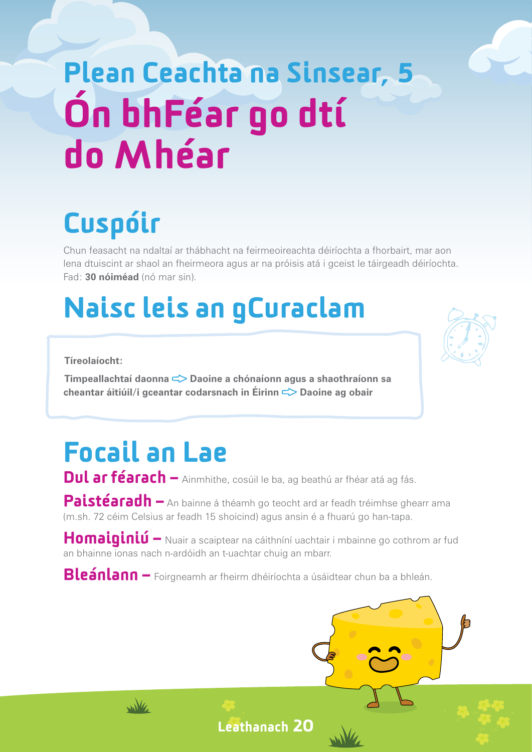# Plean Ceachta na Sinsear, 5

# Ón bhFéar go dtí do Mhéar

## Cuspóir

Chun feasacht na ndaltaí ar thábhacht na feirmeoireachta déiríochta a fhorbairt, mar aon lena dtuiscint ar shaol an fheirmeora agus ar na próisis atá i gceist le táirgeadh déiríochta.
Fad: **30 nóiméad** (nó mar sin).

## Naisc leis an gCuraclam

**Tíreolaíocht:**

**Timpeallachtaí daonna ⇨ Daoine a chónaíonn agus a shaothraíonn sa cheantar áitiúil/i gceantar codarsnach in Éirinn ⇨ Daoine ag obair**

## Focail an Lae

**Dul ar féarach –** Ainmhithe, cosúil le ba, ag beathú ar fhéar atá ag fás.

**Paistéaradh –** An bainne á théamh go teocht ard ar feadh tréimhse ghearr ama (m.sh. 72 céim Celsius ar feadh 15 shoicind) agus ansin é a fhuarú go han-tapa.

**Homaiginiú –** Nuair a scaiptear na cáithníní uachtair i mbainne go cothrom ar fud an bhainne ionas nach n-ardóidh an t-uachtar chuig an mbarr.

**Bleánlann –** Foirgneamh ar fheirm dhéiríochta a úsáidtear chun ba a bhleán.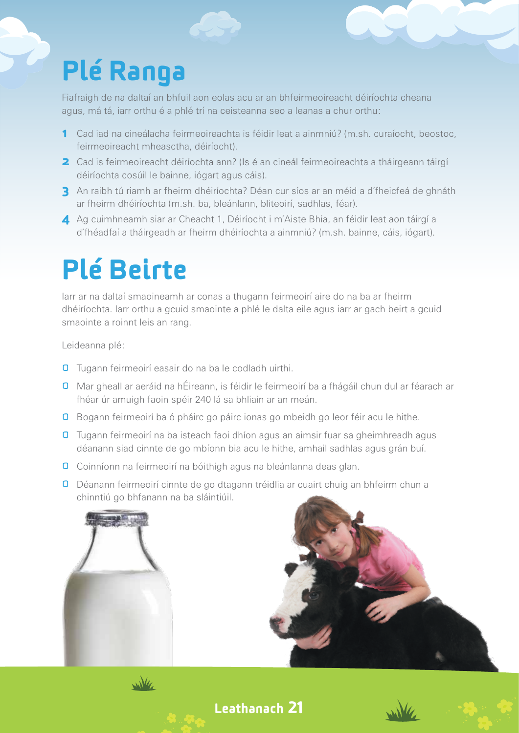# Plé Ranga

Fiafraigh de na daltaí an bhfuil aon eolas acu ar an bhfeirmeoireacht déiríochta cheana agus, má tá, iarr orthu é a phlé trí na ceisteanna seo a leanas a chur orthu:

1. Cad iad na cineálacha feirmeoireachta is féidir leat a ainmniú? (m.sh. curaíocht, beostoc, feirmeoireacht mheasctha, déiríocht).
2. Cad is feirmeoireacht déiríochta ann? (Is é an cineál feirmeoireachta a tháirgeann táirgí déiríochta cosúil le bainne, iógart agus cáis).
3. An raibh tú riamh ar fheirm dhéiríochta? Déan cur síos ar an méid a d'fheicfeá de ghnáth ar fheirm dhéiríochta (m.sh. ba, bleánlann, bliteoirí, sadhlas, féar).
4. Ag cuimhneamh siar ar Cheacht 1, Déiríocht i m'Aiste Bhia, an féidir leat aon táirgí a d'fhéadfaí a tháirgeadh ar fheirm dhéiríochta a ainmniú? (m.sh. bainne, cáis, iógart).

# Plé Beirte

Iarr ar na daltaí smaoineamh ar conas a thugann feirmeoirí aire do na ba ar fheirm dhéiríochta. Iarr orthu a gcuid smaointe a phlé le dalta eile agus iarr ar gach beirt a gcuid smaointe a roinnt leis an rang.

Leideanna plé:

- Tugann feirmeoirí easair do na ba le codladh uirthi.
- Mar gheall ar aeráid na hÉireann, is féidir le feirmeoirí ba a fhágáil chun dul ar féarach ar fhéar úr amuigh faoin spéir 240 lá sa bhliain ar an meán.
- Bogann feirmeoirí ba ó pháirc go páirc ionas go mbeidh go leor féir acu le hithe.
- Tugann feirmeoirí na ba isteach faoi dhíon agus an aimsir fuar sa gheimhreadh agus déanann siad cinnte de go mbíonn bia acu le hithe, amhail sadhlas agus grán buí.
- Coinníonn na feirmeoirí na bóithigh agus na bleánlanna deas glan.
- Déanann feirmeoirí cinnte de go dtagann tréidlia ar cuairt chuig an bhfeirm chun a chinntiú go bhfanann na ba sláintiúil.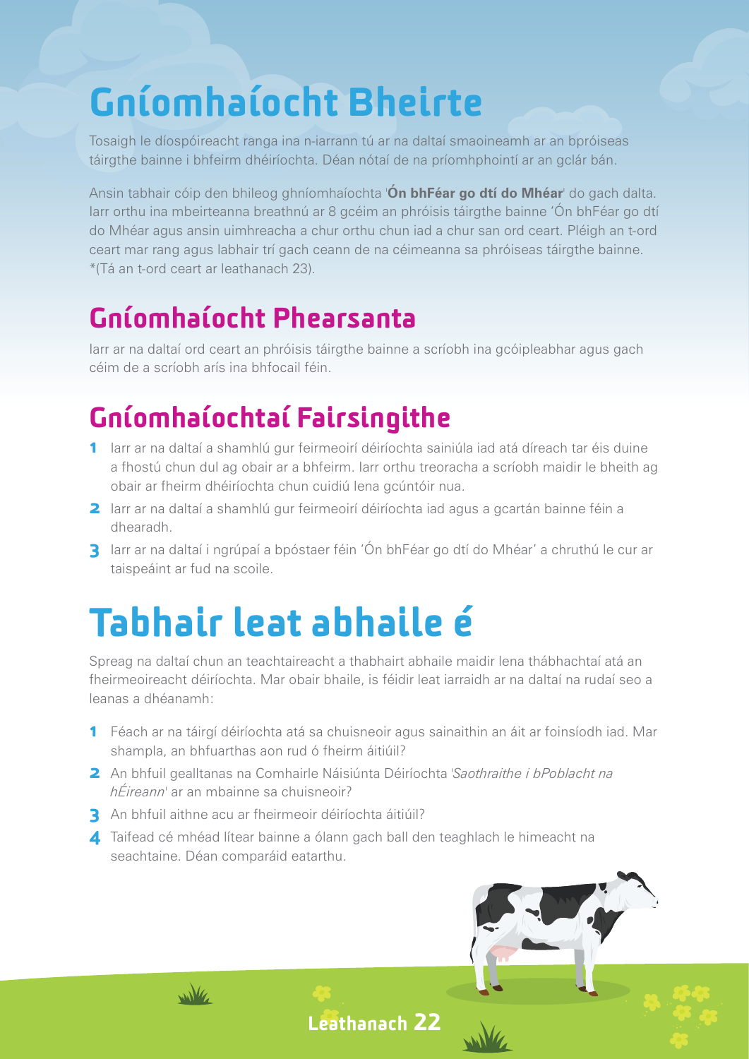# Gníomhaíocht Bheirte

Tosaigh le díospóireacht ranga ina n-iarrann tú ar na daltaí smaoineamh ar an bpróiseas táirgthe bainne i bhfeirm dhéiríochta. Déan nótaí de na príomhphointí ar an gclár bán.

Ansin tabhair cóip den bhileog ghníomhaíochta '**Ón bhFéar go dtí do Mhéar**' do gach dalta. Iarr orthu ina mbeirteanna breathnú ar 8 gcéim an phróisis táirgthe bainne 'Ón bhFéar go dtí do Mhéar agus ansin uimhreacha a chur orthu chun iad a chur san ord ceart. Pléigh an t-ord ceart mar rang agus labhair trí gach ceann de na céimeanna sa phróiseas táirgthe bainne. *(Tá an t-ord ceart ar leathanach 23).

## Gníomhaíocht Phearsanta

Iarr ar na daltaí ord ceart an phróisis táirgthe bainne a scríobh ina gcóipleabhar agus gach céim de a scríobh arís ina bhfocail féin.

## Gníomhaíochtaí Fairsingithe

1. Iarr ar na daltaí a shamhlú gur feirmeoirí déiríochta sainiúla iad atá díreach tar éis duine a fhostú chun dul ag obair ar a bhfeirm. Iarr orthu treoracha a scríobh maidir le bheith ag obair ar fheirm dhéiríochta chun cuidiú lena gcúntóir nua.
2. Iarr ar na daltaí a shamhlú gur feirmeoirí déiríochta iad agus a gcartán bainne féin a dhearadh.
3. Iarr ar na daltaí i ngrúpaí a bpóstaer féin 'Ón bhFéar go dtí do Mhéar' a chruthú le cur ar taispeáint ar fud na scoile.

# Tabhair leat abhaile é

Spreag na daltaí chun an teachtaireacht a thabhairt abhaile maidir lena thábhachtaí atá an fheirmeoireacht déiríochta. Mar obair bhaile, is féidir leat iarraidh ar na daltaí na rudaí seo a leanas a dhéanamh:

1. Féach ar na táirgí déiríochta atá sa chuisneoir agus sainaithin an áit ar foinsíodh iad. Mar shampla, an bhfuarthas aon rud ó fheirm áitiúil?
2. An bhfuil gealltanas na Comhairle Náisiúnta Déiríochta '*Saothraithe i bPoblacht na hÉireann*' ar an mbainne sa chuisneoir?
3. An bhfuil aithne acu ar fheirmeoir déiríochta áitiúil?
4. Taifead cé mhéad lítear bainne a ólann gach ball den teaghlach le himeacht na seachtaine. Déan comparáid eatarthu.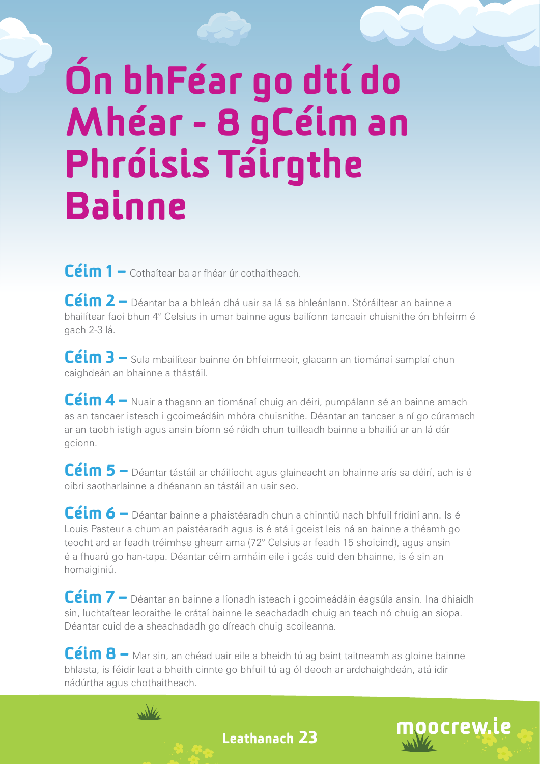# Ón bhFéar go dtí do Mhéar - 8 gCéim an Phróisis Táirgthe Bainne

**Céim 1 –** Cothaítear ba ar fhéar úr cothaitheach.

**Céim 2 –** Déantar ba a bhleán dhá uair sa lá sa bhleánlann. Stóráiltear an bainne a bhailítear faoi bhun 4° Celsius in umar bainne agus bailíonn tancaeir chuisnithe ón bhfeirm é gach 2-3 lá.

**Céim 3 –** Sula mbailítear bainne ón bhfeirmeoir, glacann an tiománaí samplaí chun caighdeán an bhainne a thástáil.

**Céim 4 –** Nuair a thagann an tiománaí chuig an déirí, pumpálann sé an bainne amach as an tancaer isteach i gcoimeádáin mhóra chuisnithe. Déantar an tancaer a ní go cúramach ar an taobh istigh agus ansin bíonn sé réidh chun tuilleadh bainne a bhailiú ar an lá dár gcionn.

**Céim 5 –** Déantar tástáil ar cháilíocht agus glaineacht an bhainne arís sa déirí, ach is é oibrí saotharlainne a dhéanann an tástáil an uair seo.

**Céim 6 –** Déantar bainne a phaistéaradh chun a chinntiú nach bhfuil frídíní ann. Is é Louis Pasteur a chum an paistéaradh agus is é atá i gceist leis ná an bainne a théamh go teocht ard ar feadh tréimhse ghearr ama (72° Celsius ar feadh 15 shoicind), agus ansin é a fhuarú go han-tapa. Déantar céim amháin eile i gcás cuid den bhainne, is é sin an homaiginiú.

**Céim 7 –** Déantar an bainne a líonadh isteach i gcoimeádáin éagsúla ansin. Ina dhiaidh sin, luchtaítear leoraithe le crátaí bainne le seachadadh chuig an teach nó chuig an siopa. Déantar cuid de a sheachadadh go díreach chuig scoileanna.

**Céim 8 –** Mar sin, an chéad uair eile a bheidh tú ag baint taitneamh as gloine bainne bhlasta, is féidir leat a bheith cinnte go bhfuil tú ag ól deoch ar ardchaighdeán, atá idir nádúrtha agus chothaitheach.

moocrew.ie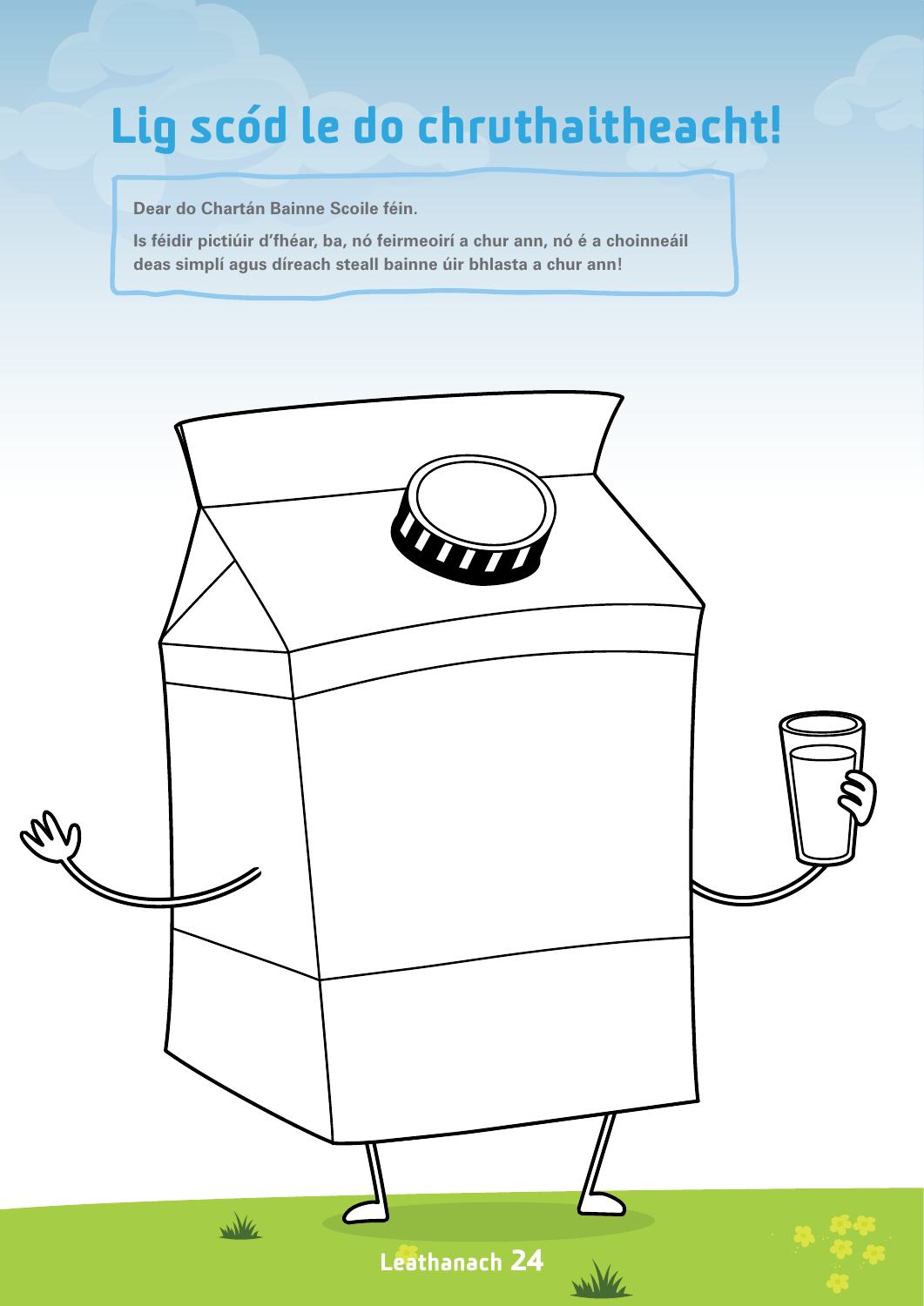# Lig scód le do chruthaitheacht!

**Dear do Chartán Bainne Scoile féin.**

**Is féidir pictiúir d'fhéar, ba, nó feirmeoirí a chur ann, nó é a choinneáil deas simplí agus díreach steall bainne úir bhlasta a chur ann!**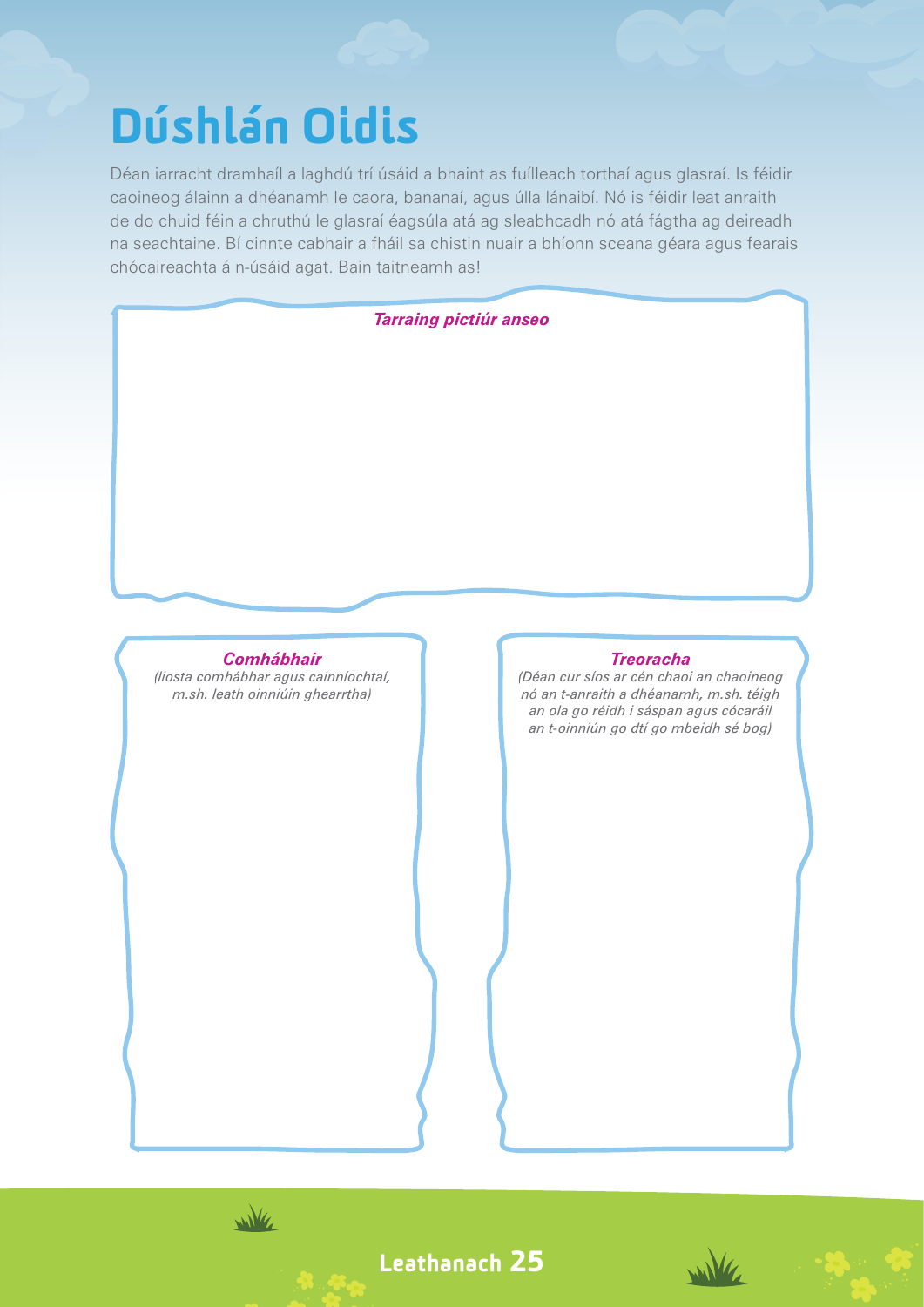# Dúshlán Oidis

Déan iarracht dramhaíl a laghdú trí úsáid a bhaint as fuílleach torthaí agus glasraí. Is féidir caoineog álainn a dhéanamh le caora, bananaí, agus úlla lánaibí. Nó is féidir leat anraith de do chuid féin a chruthú le glasraí éagsúla atá ag sleabhcadh nó atá fágtha ag deireadh na seachtaine. Bí cinnte cabhair a fháil sa chistin nuair a bhíonn sceana géara agus fearais chócaireachta á n-úsáid agat. Bain taitneamh as!

***Tarraing pictiúr anseo***

***Comhábhair***

*(liosta comhábhar agus cainníochtaí, m.sh. leath oinniúin ghearrtha)*

***Treoracha***

*(Déan cur síos ar cén chaoi an chaoineog nó an t-anraith a dhéanamh, m.sh. téigh an ola go réidh i sáspan agus cócaráil an t-oinniún go dtí go mbeidh sé bog)*